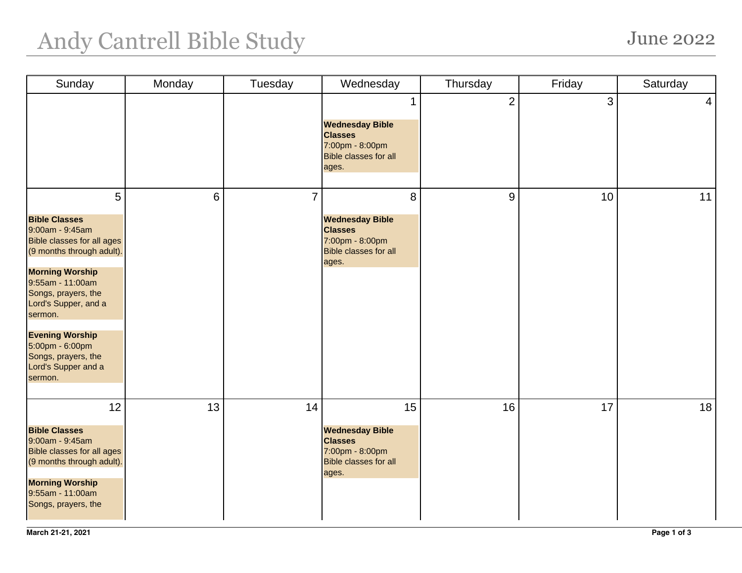# Andy Cantrell Bible Study

## June 2022

| Sunday | Monday | Tuesday | Wednesday | Thursday | Friday | Saturday |
|---|---|---|---|---|---|---|
| | | | 1<br><br>**Wednesday Bible Classes**<br>7:00pm - 8:00pm<br>Bible classes for all ages. | 2 | 3 | 4 |
| 5<br><br>**Bible Classes**<br>9:00am - 9:45am<br>Bible classes for all ages (9 months through adult).<br><br>**Morning Worship**<br>9:55am - 11:00am<br>Songs, prayers, the Lord's Supper, and a sermon.<br><br>**Evening Worship**<br>5:00pm - 6:00pm<br>Songs, prayers, the Lord's Supper and a sermon. | 6 | 7 | 8<br><br>**Wednesday Bible Classes**<br>7:00pm - 8:00pm<br>Bible classes for all ages. | 9 | 10 | 11 |
| 12<br><br>**Bible Classes**<br>9:00am - 9:45am<br>Bible classes for all ages (9 months through adult).<br><br>**Morning Worship**<br>9:55am - 11:00am<br>Songs, prayers, the | 13 | 14 | 15<br><br>**Wednesday Bible Classes**<br>7:00pm - 8:00pm<br>Bible classes for all ages. | 16 | 17 | 18 |

**March 21-21, 2021**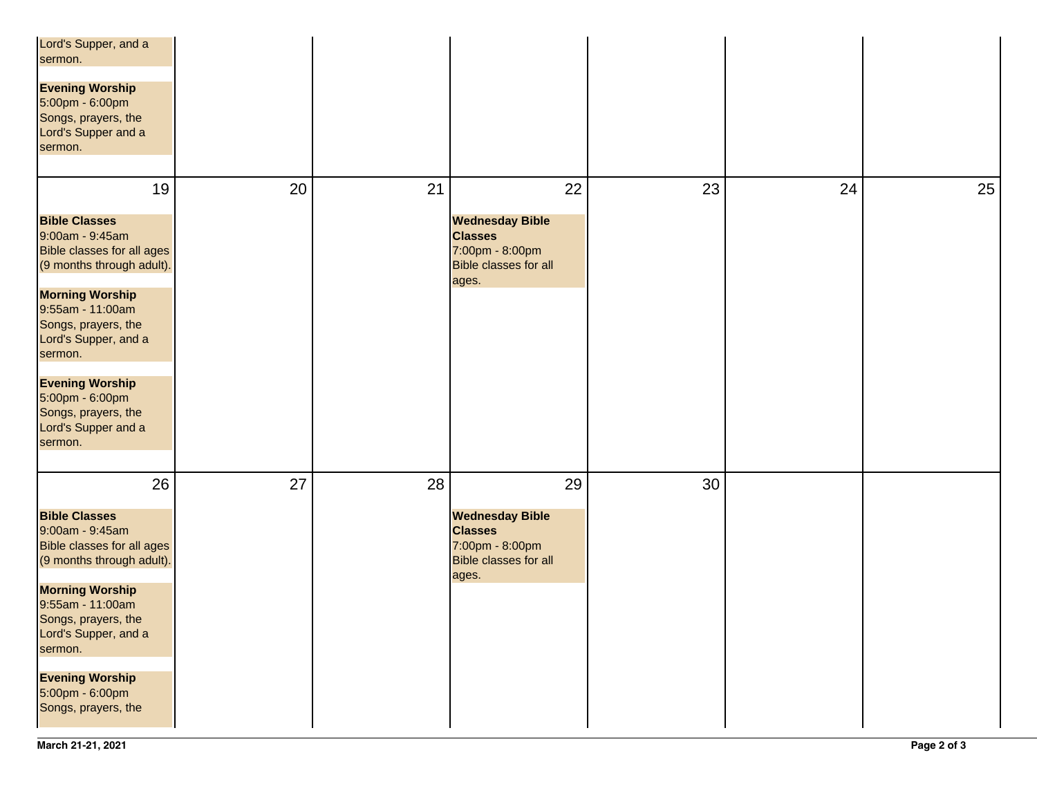| | | | | | | |
|---|---|---|---|---|---|---|
| Lord's Supper, and a sermon.<br><br>**Evening Worship**<br>5:00pm - 6:00pm<br>Songs, prayers, the Lord's Supper and a sermon. | | | | | | |
| 19<br><br>**Bible Classes**<br>9:00am - 9:45am<br>Bible classes for all ages (9 months through adult).<br><br>**Morning Worship**<br>9:55am - 11:00am<br>Songs, prayers, the Lord's Supper, and a sermon.<br><br>**Evening Worship**<br>5:00pm - 6:00pm<br>Songs, prayers, the Lord's Supper and a sermon. | 20 | 21 | 22<br><br>**Wednesday Bible Classes**<br>7:00pm - 8:00pm<br>Bible classes for all ages. | 23 | 24 | 25 |
| 26<br><br>**Bible Classes**<br>9:00am - 9:45am<br>Bible classes for all ages (9 months through adult).<br><br>**Morning Worship**<br>9:55am - 11:00am<br>Songs, prayers, the Lord's Supper, and a sermon.<br><br>**Evening Worship**<br>5:00pm - 6:00pm<br>Songs, prayers, the | 27 | 28 | 29<br><br>**Wednesday Bible Classes**<br>7:00pm - 8:00pm<br>Bible classes for all ages. | 30 | | |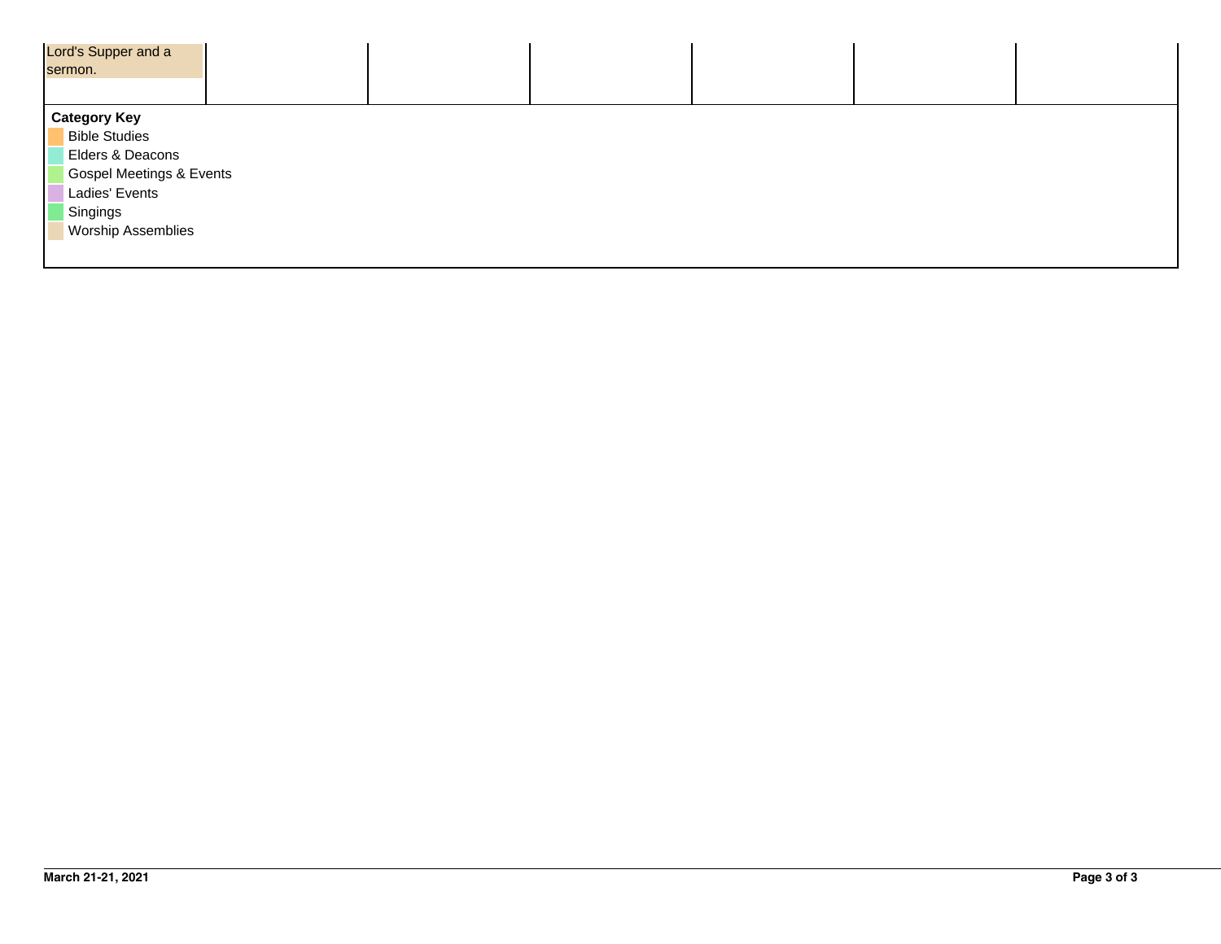| | | | | | | |
|---|---|---|---|---|---|---|
| Lord's Supper and a sermon. | | | | | | |

**Category Key**

- Bible Studies
- Elders & Deacons
- Gospel Meetings & Events
- Ladies' Events
- Singings
- Worship Assemblies